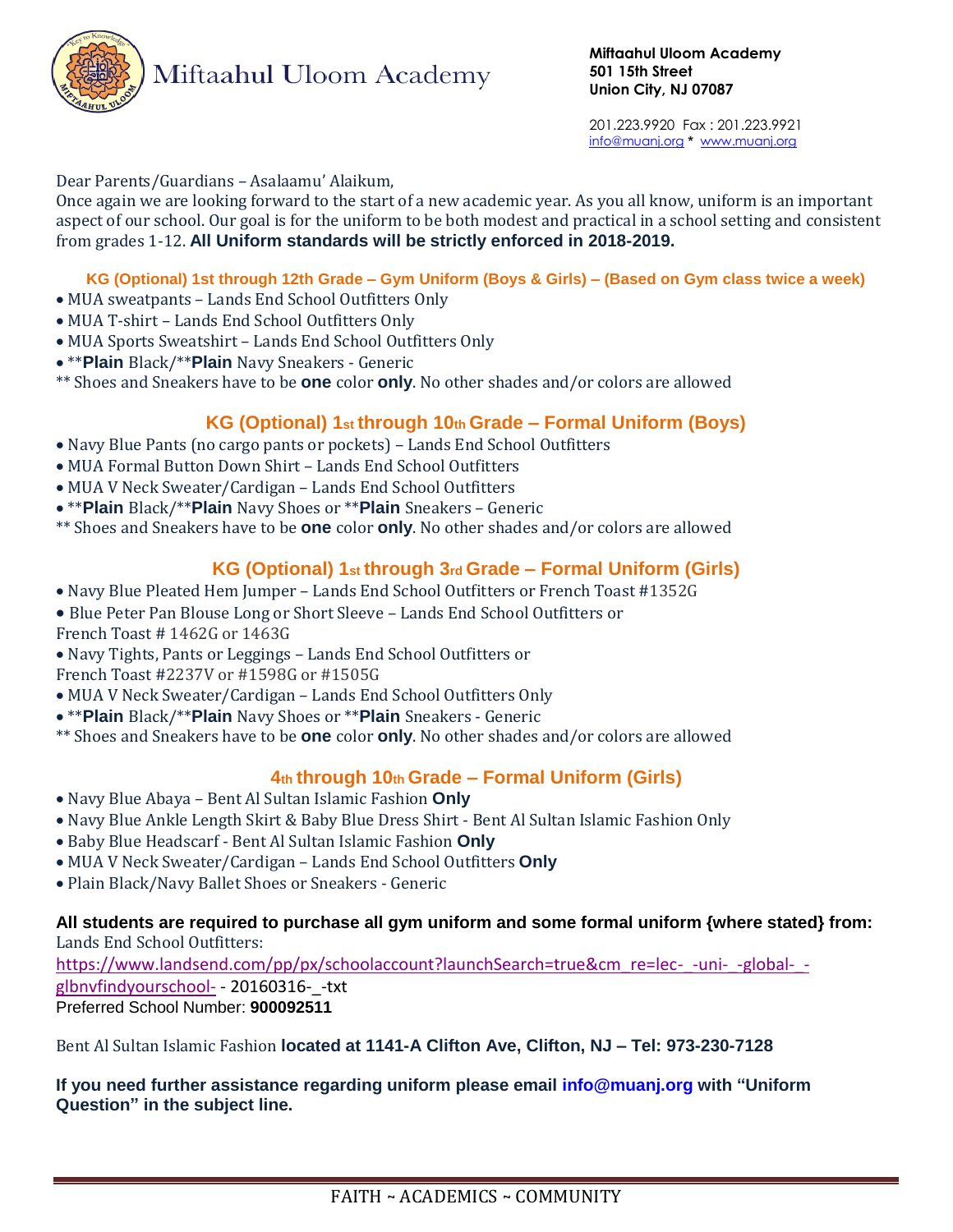# Miftaahul Uloom Academy

**Miftaahul Uloom Academy**
**501 15th Street**
**Union City, NJ 07087**

201.223.9920 Fax : 201.223.9921
info@muanj.org * www.muanj.org

Dear Parents/Guardians – Asalaamu' Alaikum,

Once again we are looking forward to the start of a new academic year. As you all know, uniform is an important aspect of our school. Our goal is for the uniform to be both modest and practical in a school setting and consistent from grades 1-12. **All Uniform standards will be strictly enforced in 2018-2019.**

### KG (Optional) 1st through 12th Grade – Gym Uniform (Boys & Girls) – (Based on Gym class twice a week)

- MUA sweatpants – Lands End School Outfitters Only
- MUA T-shirt – Lands End School Outfitters Only
- MUA Sports Sweatshirt – Lands End School Outfitters Only
- ****Plain** Black/****Plain** Navy Sneakers - Generic

** Shoes and Sneakers have to be **one** color **only**. No other shades and/or colors are allowed

### KG (Optional) 1st through 10th Grade – Formal Uniform (Boys)

- Navy Blue Pants (no cargo pants or pockets) – Lands End School Outfitters
- MUA Formal Button Down Shirt – Lands End School Outfitters
- MUA V Neck Sweater/Cardigan – Lands End School Outfitters
- ****Plain** Black/****Plain** Navy Shoes or ****Plain** Sneakers – Generic

** Shoes and Sneakers have to be **one** color **only**. No other shades and/or colors are allowed

### KG (Optional) 1st through 3rd Grade – Formal Uniform (Girls)

- Navy Blue Pleated Hem Jumper – Lands End School Outfitters or French Toast #1352G
- Blue Peter Pan Blouse Long or Short Sleeve – Lands End School Outfitters or French Toast # 1462G or 1463G
- Navy Tights, Pants or Leggings – Lands End School Outfitters or French Toast #2237V or #1598G or #1505G
- MUA V Neck Sweater/Cardigan – Lands End School Outfitters Only
- ****Plain** Black/****Plain** Navy Shoes or ****Plain** Sneakers - Generic

** Shoes and Sneakers have to be **one** color **only**. No other shades and/or colors are allowed

### 4th through 10th Grade – Formal Uniform (Girls)

- Navy Blue Abaya – Bent Al Sultan Islamic Fashion **Only**
- Navy Blue Ankle Length Skirt & Baby Blue Dress Shirt - Bent Al Sultan Islamic Fashion Only
- Baby Blue Headscarf - Bent Al Sultan Islamic Fashion **Only**
- MUA V Neck Sweater/Cardigan – Lands End School Outfitters **Only**
- Plain Black/Navy Ballet Shoes or Sneakers - Generic

**All students are required to purchase all gym uniform and some formal uniform {where stated} from:**
Lands End School Outfitters:
https://www.landsend.com/pp/px/schoolaccount?launchSearch=true&cm_re=lec-_-uni-_-global-_-glbnvfindyourschool- - 20160316-_-txt
Preferred School Number: **900092511**

Bent Al Sultan Islamic Fashion **located at 1141-A Clifton Ave, Clifton, NJ – Tel: 973-230-7128**

**If you need further assistance regarding uniform please email info@muanj.org with "Uniform Question" in the subject line.**

FAITH ~ ACADEMICS ~ COMMUNITY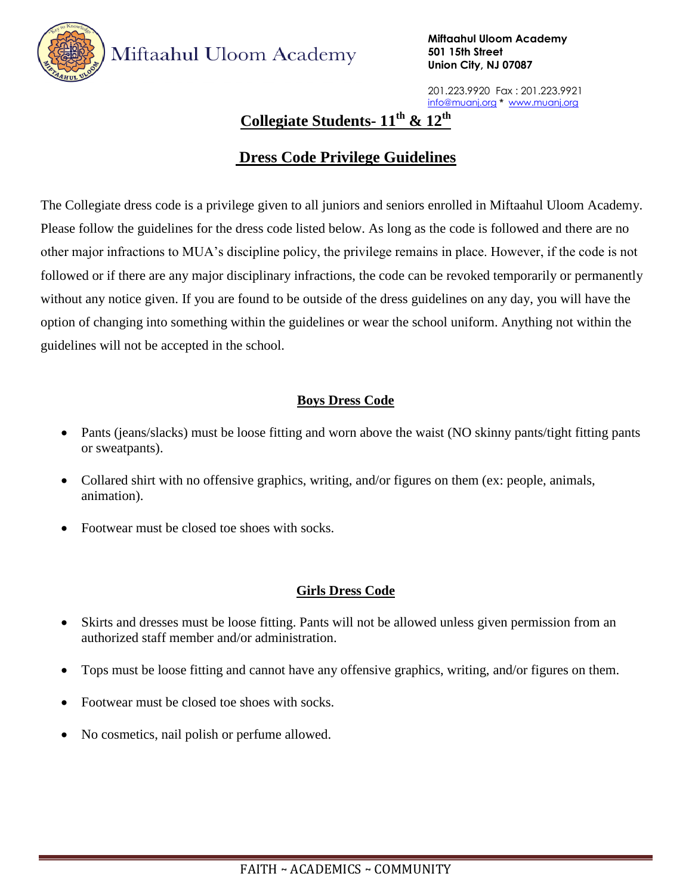Miftaahul Uloom Academy

**Miftaahul Uloom Academy**
**501 15th Street**
**Union City, NJ 07087**

201.223.9920 Fax : 201.223.9921
info@muanj.org * www.muanj.org

# Collegiate Students- 11th & 12th

## Dress Code Privilege Guidelines

The Collegiate dress code is a privilege given to all juniors and seniors enrolled in Miftaahul Uloom Academy. Please follow the guidelines for the dress code listed below. As long as the code is followed and there are no other major infractions to MUA's discipline policy, the privilege remains in place. However, if the code is not followed or if there are any major disciplinary infractions, the code can be revoked temporarily or permanently without any notice given. If you are found to be outside of the dress guidelines on any day, you will have the option of changing into something within the guidelines or wear the school uniform. Anything not within the guidelines will not be accepted in the school.

### Boys Dress Code

- Pants (jeans/slacks) must be loose fitting and worn above the waist (NO skinny pants/tight fitting pants or sweatpants).
- Collared shirt with no offensive graphics, writing, and/or figures on them (ex: people, animals, animation).
- Footwear must be closed toe shoes with socks.

### Girls Dress Code

- Skirts and dresses must be loose fitting. Pants will not be allowed unless given permission from an authorized staff member and/or administration.
- Tops must be loose fitting and cannot have any offensive graphics, writing, and/or figures on them.
- Footwear must be closed toe shoes with socks.
- No cosmetics, nail polish or perfume allowed.

FAITH ~ ACADEMICS ~ COMMUNITY